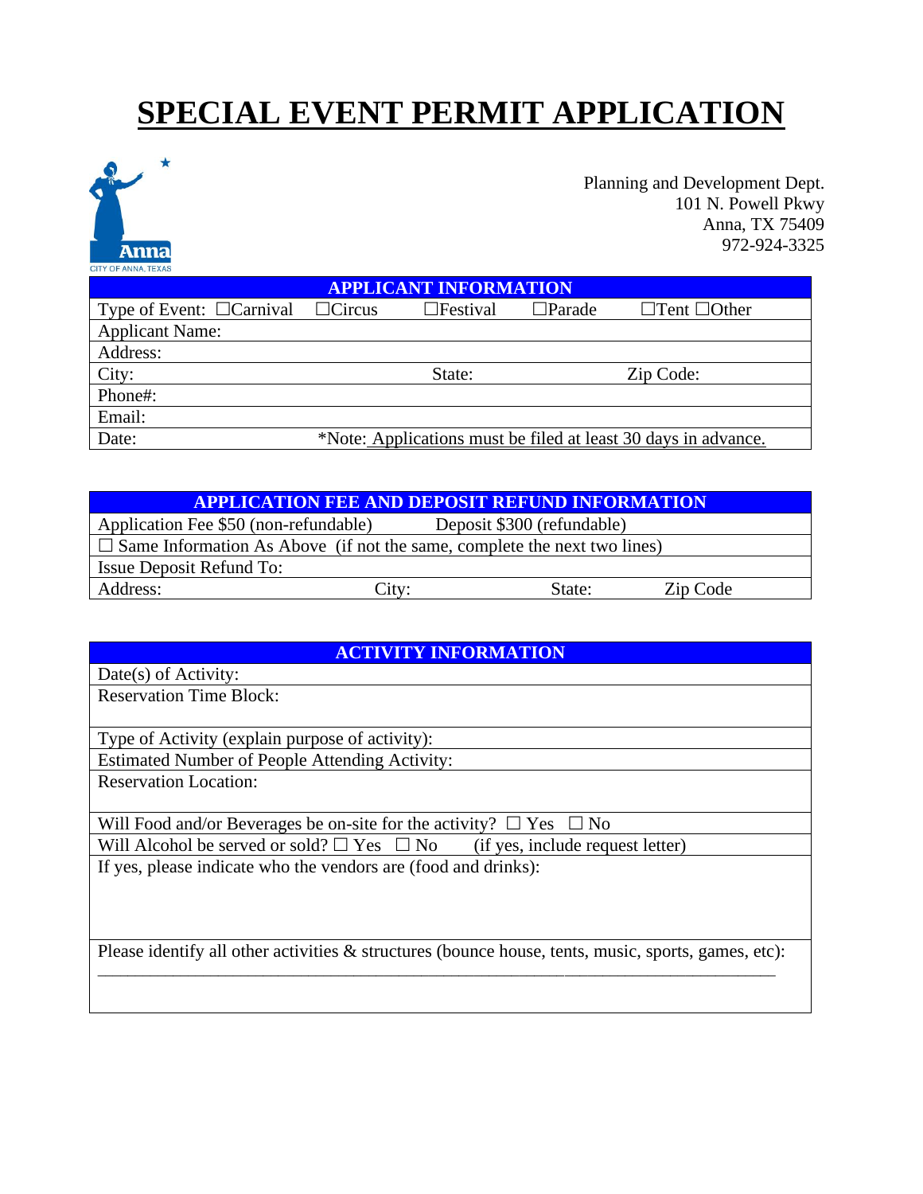# SPECIAL EVENT PERMIT APPLICATION

Anna
CITY OF ANNA, TEXAS

Planning and Development Dept.
101 N. Powell Pkwy
Anna, TX 75409
972-924-3325

| APPLICANT INFORMATION | | |
|---|---|---|
| Type of Event: ☐Carnival ☐Circus ☐Festival ☐Parade ☐Tent ☐Other | | |
| Applicant Name: | | |
| Address: | | |
| City: | State: | Zip Code: |
| Phone#: | | |
| Email: | | |
| Date: | *Note: Applications must be filed at least 30 days in advance. | |

| APPLICATION FEE AND DEPOSIT REFUND INFORMATION | | | |
|---|---|---|---|
| Application Fee $50 (non-refundable) | Deposit $300 (refundable) | | |
| ☐ Same Information As Above (if not the same, complete the next two lines) | | | |
| Issue Deposit Refund To: | | | |
| Address: | City: | State: | Zip Code |

| ACTIVITY INFORMATION |
|---|
| Date(s) of Activity: |
| Reservation Time Block: |
| Type of Activity (explain purpose of activity): |
| Estimated Number of People Attending Activity: |
| Reservation Location: |
| Will Food and/or Beverages be on-site for the activity? ☐ Yes ☐ No |
| Will Alcohol be served or sold? ☐ Yes ☐ No (if yes, include request letter) |
| If yes, please indicate who the vendors are (food and drinks): |
| Please identify all other activities & structures (bounce house, tents, music, sports, games, etc): ______________________________________________ |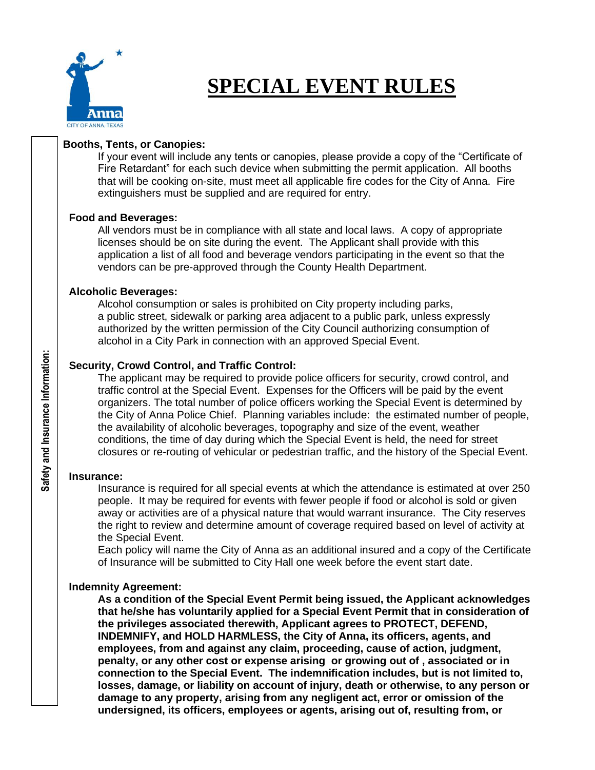# SPECIAL EVENT RULES

**Safety and Insurance Information:**

**Booths, Tents, or Canopies:**

If your event will include any tents or canopies, please provide a copy of the "Certificate of Fire Retardant" for each such device when submitting the permit application. All booths that will be cooking on-site, must meet all applicable fire codes for the City of Anna. Fire extinguishers must be supplied and are required for entry.

**Food and Beverages:**

All vendors must be in compliance with all state and local laws. A copy of appropriate licenses should be on site during the event. The Applicant shall provide with this application a list of all food and beverage vendors participating in the event so that the vendors can be pre-approved through the County Health Department.

**Alcoholic Beverages:**

Alcohol consumption or sales is prohibited on City property including parks, a public street, sidewalk or parking area adjacent to a public park, unless expressly authorized by the written permission of the City Council authorizing consumption of alcohol in a City Park in connection with an approved Special Event.

**Security, Crowd Control, and Traffic Control:**

The applicant may be required to provide police officers for security, crowd control, and traffic control at the Special Event. Expenses for the Officers will be paid by the event organizers. The total number of police officers working the Special Event is determined by the City of Anna Police Chief. Planning variables include: the estimated number of people, the availability of alcoholic beverages, topography and size of the event, weather conditions, the time of day during which the Special Event is held, the need for street closures or re-routing of vehicular or pedestrian traffic, and the history of the Special Event.

**Insurance:**

Insurance is required for all special events at which the attendance is estimated at over 250 people. It may be required for events with fewer people if food or alcohol is sold or given away or activities are of a physical nature that would warrant insurance. The City reserves the right to review and determine amount of coverage required based on level of activity at the Special Event.

Each policy will name the City of Anna as an additional insured and a copy of the Certificate of Insurance will be submitted to City Hall one week before the event start date.

**Indemnity Agreement:**

**As a condition of the Special Event Permit being issued, the Applicant acknowledges that he/she has voluntarily applied for a Special Event Permit that in consideration of the privileges associated therewith, Applicant agrees to PROTECT, DEFEND, INDEMNIFY, and HOLD HARMLESS, the City of Anna, its officers, agents, and employees, from and against any claim, proceeding, cause of action, judgment, penalty, or any other cost or expense arising or growing out of , associated or in connection to the Special Event. The indemnification includes, but is not limited to, losses, damage, or liability on account of injury, death or otherwise, to any person or damage to any property, arising from any negligent act, error or omission of the undersigned, its officers, employees or agents, arising out of, resulting from, or**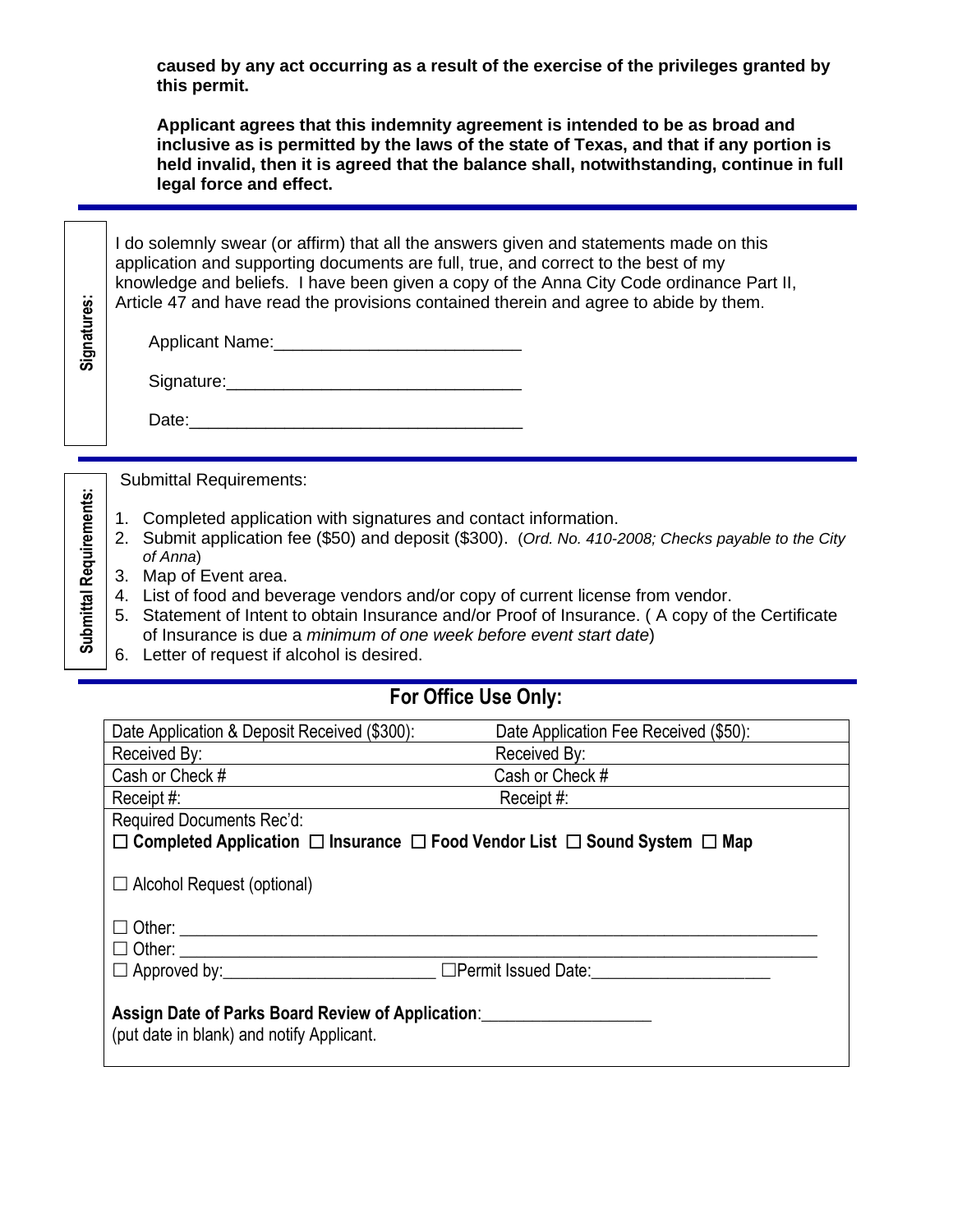**caused by any act occurring as a result of the exercise of the privileges granted by this permit.**

**Applicant agrees that this indemnity agreement is intended to be as broad and inclusive as is permitted by the laws of the state of Texas, and that if any portion is held invalid, then it is agreed that the balance shall, notwithstanding, continue in full legal force and effect.**

**Signatures:**

I do solemnly swear (or affirm) that all the answers given and statements made on this application and supporting documents are full, true, and correct to the best of my knowledge and beliefs. I have been given a copy of the Anna City Code ordinance Part II, Article 47 and have read the provisions contained therein and agree to abide by them.

Applicant Name:_________________________

Signature:______________________________

Date:__________________________________

**Submittal Requirements:**

Submittal Requirements:

1. Completed application with signatures and contact information.
2. Submit application fee ($50) and deposit ($300). (*Ord. No. 410-2008; Checks payable to the City of Anna*)
3. Map of Event area.
4. List of food and beverage vendors and/or copy of current license from vendor.
5. Statement of Intent to obtain Insurance and/or Proof of Insurance. ( A copy of the Certificate of Insurance is due a *minimum of one week before event start date*)
6. Letter of request if alcohol is desired.

## For Office Use Only:

| | |
|---|---|
| Date Application & Deposit Received ($300): | Date Application Fee Received ($50): |
| Received By: | Received By: |
| Cash or Check # | Cash or Check # |
| Receipt #: | Receipt #: |

Required Documents Rec'd:

☐ **Completed Application** ☐ **Insurance** ☐ **Food Vendor List** ☐ **Sound System** ☐ **Map**

☐ Alcohol Request (optional)

☐ Other: ______________________________________________________________

☐ Other: ______________________________________________________________

☐ Approved by:________________________ ☐Permit Issued Date:___________________

**Assign Date of Parks Board Review of Application**:__________________
(put date in blank) and notify Applicant.